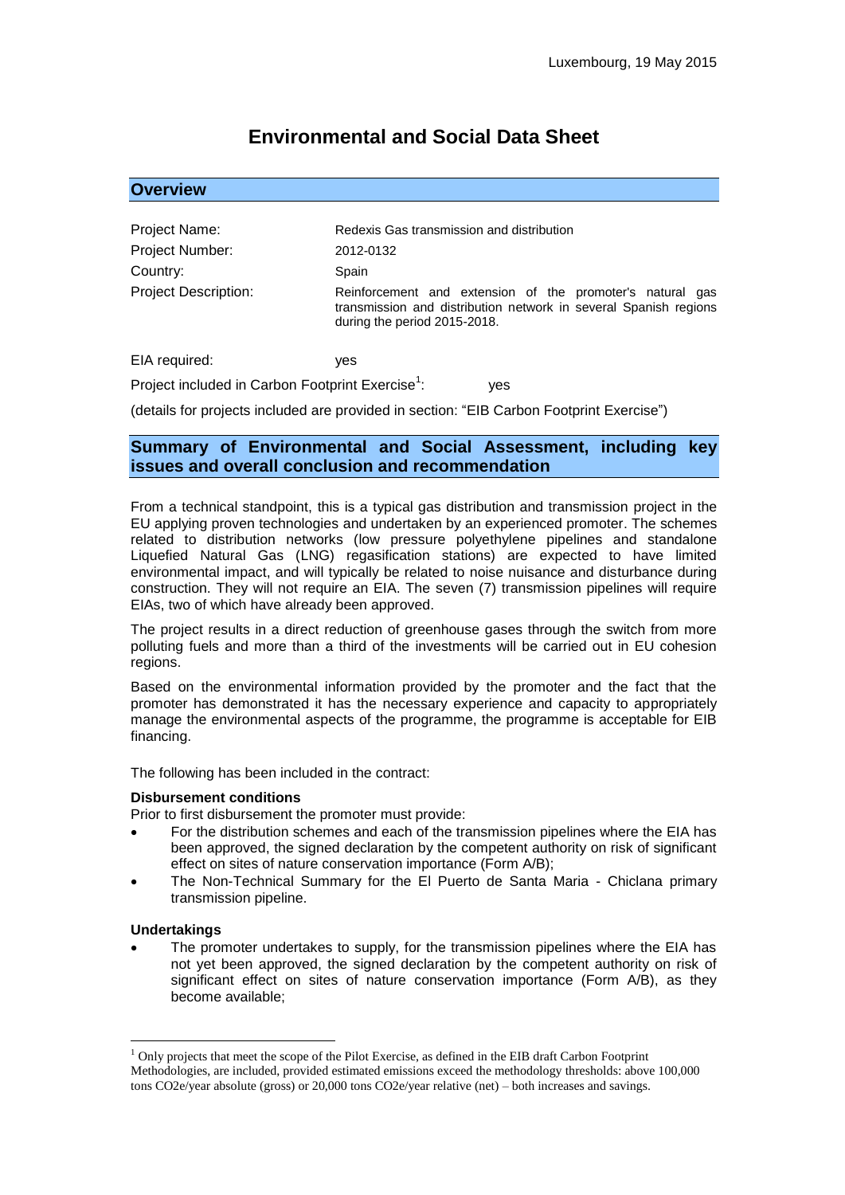Luxembourg, 19 May 2015

# Environmental and Social Data Sheet

## Overview

| | |
|---|---|
| Project Name: | Redexis Gas transmission and distribution |
| Project Number: | 2012-0132 |
| Country: | Spain |
| Project Description: | Reinforcement and extension of the promoter's natural gas transmission and distribution network in several Spanish regions during the period 2015-2018. |

EIA required: yes

Project included in Carbon Footprint Exercise[1]: yes

(details for projects included are provided in section: "EIB Carbon Footprint Exercise")

## Summary of Environmental and Social Assessment, including key issues and overall conclusion and recommendation

From a technical standpoint, this is a typical gas distribution and transmission project in the EU applying proven technologies and undertaken by an experienced promoter. The schemes related to distribution networks (low pressure polyethylene pipelines and standalone Liquefied Natural Gas (LNG) regasification stations) are expected to have limited environmental impact, and will typically be related to noise nuisance and disturbance during construction. They will not require an EIA. The seven (7) transmission pipelines will require EIAs, two of which have already been approved.

The project results in a direct reduction of greenhouse gases through the switch from more polluting fuels and more than a third of the investments will be carried out in EU cohesion regions.

Based on the environmental information provided by the promoter and the fact that the promoter has demonstrated it has the necessary experience and capacity to appropriately manage the environmental aspects of the programme, the programme is acceptable for EIB financing.

The following has been included in the contract:

**Disbursement conditions**

Prior to first disbursement the promoter must provide:

- For the distribution schemes and each of the transmission pipelines where the EIA has been approved, the signed declaration by the competent authority on risk of significant effect on sites of nature conservation importance (Form A/B);
- The Non-Technical Summary for the El Puerto de Santa Maria - Chiclana primary transmission pipeline.

**Undertakings**

- The promoter undertakes to supply, for the transmission pipelines where the EIA has not yet been approved, the signed declaration by the competent authority on risk of significant effect on sites of nature conservation importance (Form A/B), as they become available;

[1] Only projects that meet the scope of the Pilot Exercise, as defined in the EIB draft Carbon Footprint Methodologies, are included, provided estimated emissions exceed the methodology thresholds: above 100,000 tons CO2e/year absolute (gross) or 20,000 tons CO2e/year relative (net) – both increases and savings.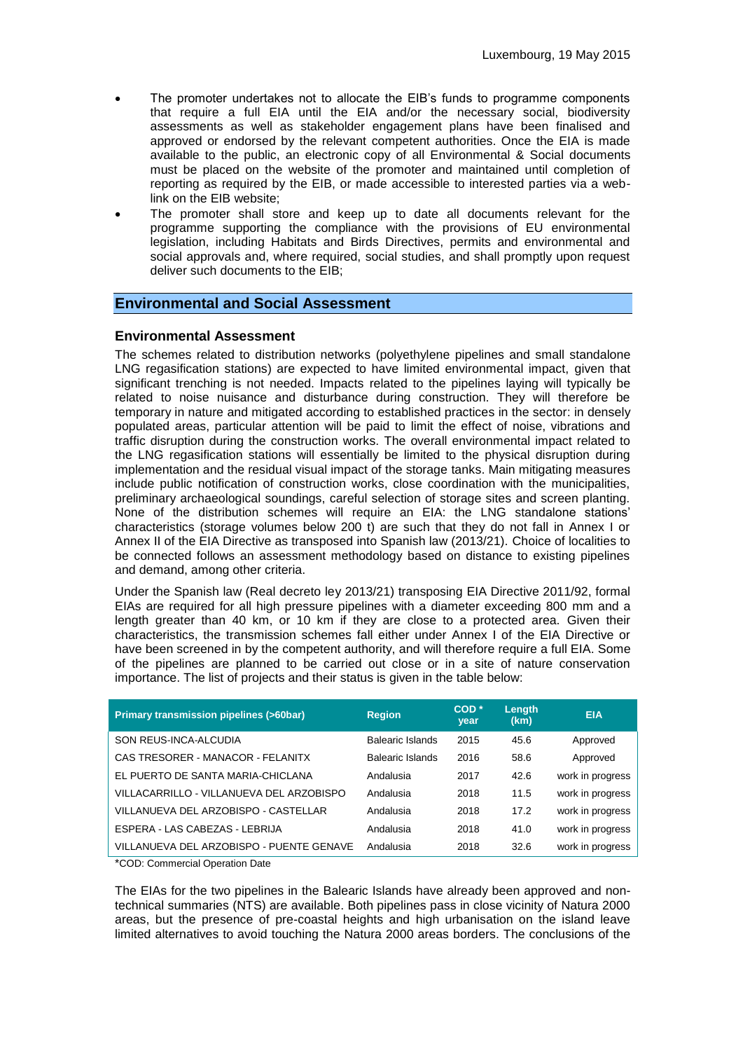- The promoter undertakes not to allocate the EIB's funds to programme components that require a full EIA until the EIA and/or the necessary social, biodiversity assessments as well as stakeholder engagement plans have been finalised and approved or endorsed by the relevant competent authorities. Once the EIA is made available to the public, an electronic copy of all Environmental & Social documents must be placed on the website of the promoter and maintained until completion of reporting as required by the EIB, or made accessible to interested parties via a web-link on the EIB website;
- The promoter shall store and keep up to date all documents relevant for the programme supporting the compliance with the provisions of EU environmental legislation, including Habitats and Birds Directives, permits and environmental and social approvals and, where required, social studies, and shall promptly upon request deliver such documents to the EIB;

## Environmental and Social Assessment

### Environmental Assessment

The schemes related to distribution networks (polyethylene pipelines and small standalone LNG regasification stations) are expected to have limited environmental impact, given that significant trenching is not needed. Impacts related to the pipelines laying will typically be related to noise nuisance and disturbance during construction. They will therefore be temporary in nature and mitigated according to established practices in the sector: in densely populated areas, particular attention will be paid to limit the effect of noise, vibrations and traffic disruption during the construction works. The overall environmental impact related to the LNG regasification stations will essentially be limited to the physical disruption during implementation and the residual visual impact of the storage tanks. Main mitigating measures include public notification of construction works, close coordination with the municipalities, preliminary archaeological soundings, careful selection of storage sites and screen planting. None of the distribution schemes will require an EIA: the LNG standalone stations' characteristics (storage volumes below 200 t) are such that they do not fall in Annex I or Annex II of the EIA Directive as transposed into Spanish law (2013/21). Choice of localities to be connected follows an assessment methodology based on distance to existing pipelines and demand, among other criteria.

Under the Spanish law (Real decreto ley 2013/21) transposing EIA Directive 2011/92, formal EIAs are required for all high pressure pipelines with a diameter exceeding 800 mm and a length greater than 40 km, or 10 km if they are close to a protected area. Given their characteristics, the transmission schemes fall either under Annex I of the EIA Directive or have been screened in by the competent authority, and will therefore require a full EIA. Some of the pipelines are planned to be carried out close or in a site of nature conservation importance. The list of projects and their status is given in the table below:

| Primary transmission pipelines (>60bar) | Region | COD * year | Length (km) | EIA |
|---|---|---|---|---|
| SON REUS-INCA-ALCUDIA | Balearic Islands | 2015 | 45.6 | Approved |
| CAS TRESORER - MANACOR - FELANITX | Balearic Islands | 2016 | 58.6 | Approved |
| EL PUERTO DE SANTA MARIA-CHICLANA | Andalusia | 2017 | 42.6 | work in progress |
| VILLACARRILLO - VILLANUEVA DEL ARZOBISPO | Andalusia | 2018 | 11.5 | work in progress |
| VILLANUEVA DEL ARZOBISPO - CASTELLAR | Andalusia | 2018 | 17.2 | work in progress |
| ESPERA - LAS CABEZAS - LEBRIJA | Andalusia | 2018 | 41.0 | work in progress |
| VILLANUEVA DEL ARZOBISPO - PUENTE GENAVE | Andalusia | 2018 | 32.6 | work in progress |

*COD: Commercial Operation Date

The EIAs for the two pipelines in the Balearic Islands have already been approved and non-technical summaries (NTS) are available. Both pipelines pass in close vicinity of Natura 2000 areas, but the presence of pre-coastal heights and high urbanisation on the island leave limited alternatives to avoid touching the Natura 2000 areas borders. The conclusions of the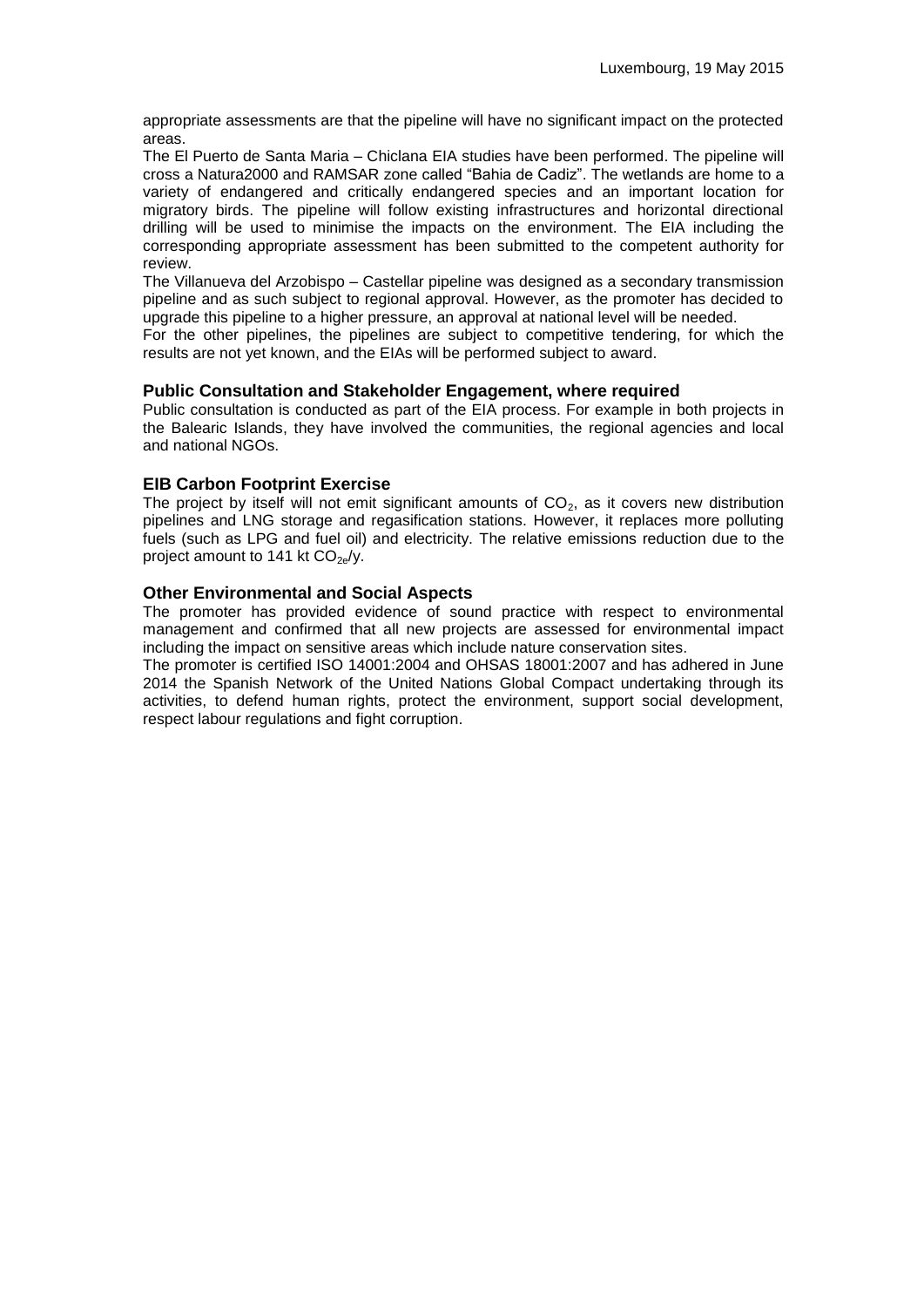appropriate assessments are that the pipeline will have no significant impact on the protected areas.

The El Puerto de Santa Maria – Chiclana EIA studies have been performed. The pipeline will cross a Natura2000 and RAMSAR zone called "Bahia de Cadiz". The wetlands are home to a variety of endangered and critically endangered species and an important location for migratory birds. The pipeline will follow existing infrastructures and horizontal directional drilling will be used to minimise the impacts on the environment. The EIA including the corresponding appropriate assessment has been submitted to the competent authority for review.

The Villanueva del Arzobispo – Castellar pipeline was designed as a secondary transmission pipeline and as such subject to regional approval. However, as the promoter has decided to upgrade this pipeline to a higher pressure, an approval at national level will be needed.

For the other pipelines, the pipelines are subject to competitive tendering, for which the results are not yet known, and the EIAs will be performed subject to award.

### Public Consultation and Stakeholder Engagement, where required

Public consultation is conducted as part of the EIA process. For example in both projects in the Balearic Islands, they have involved the communities, the regional agencies and local and national NGOs.

### EIB Carbon Footprint Exercise

The project by itself will not emit significant amounts of $CO_2$, as it covers new distribution pipelines and LNG storage and regasification stations. However, it replaces more polluting fuels (such as LPG and fuel oil) and electricity. The relative emissions reduction due to the project amount to 141 kt $CO_{2e}$/y.

### Other Environmental and Social Aspects

The promoter has provided evidence of sound practice with respect to environmental management and confirmed that all new projects are assessed for environmental impact including the impact on sensitive areas which include nature conservation sites.

The promoter is certified ISO 14001:2004 and OHSAS 18001:2007 and has adhered in June 2014 the Spanish Network of the United Nations Global Compact undertaking through its activities, to defend human rights, protect the environment, support social development, respect labour regulations and fight corruption.